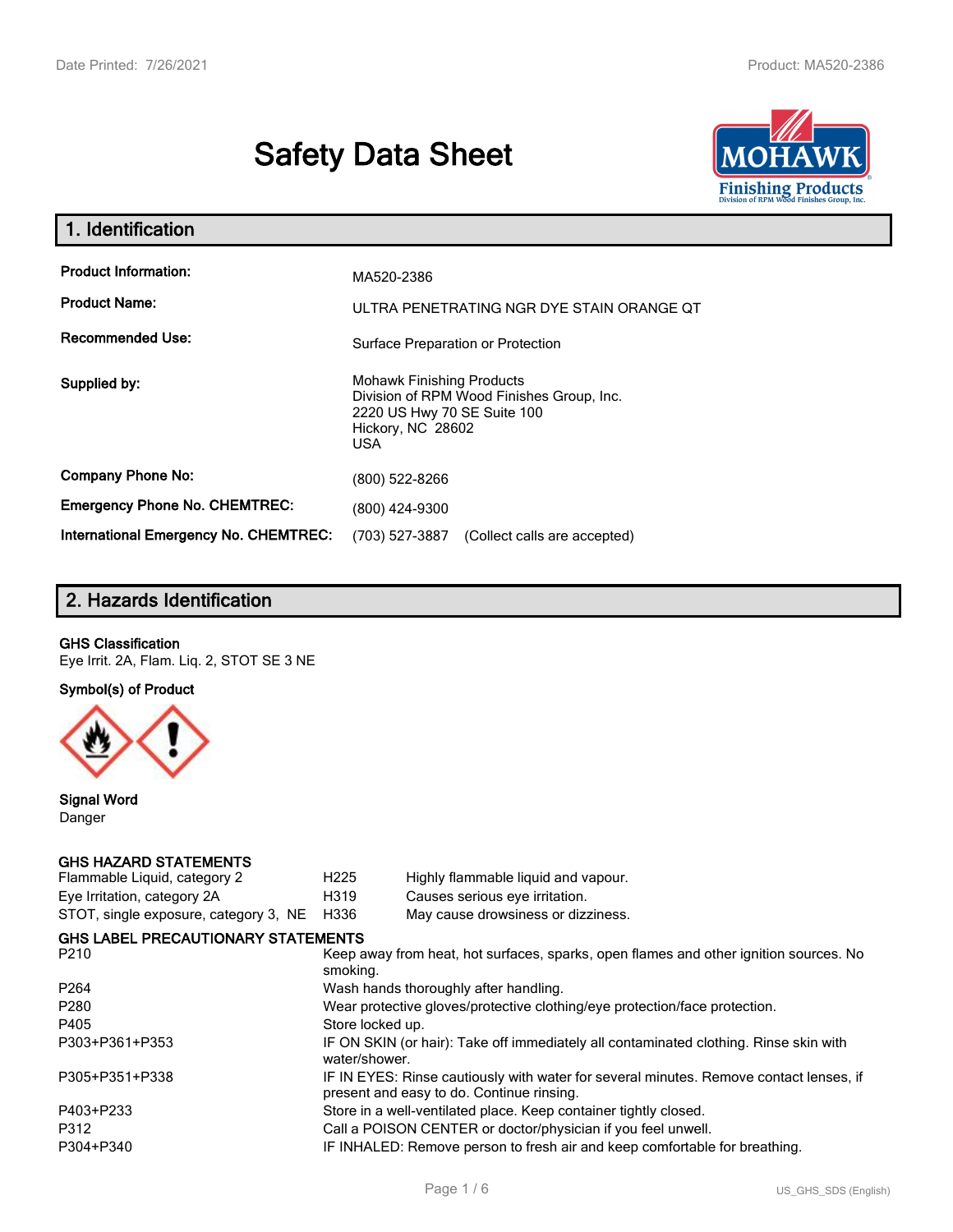# Safety Data Sheet

## 1. Identification

| | |
|---|---|
| **Product Information:** | MA520-2386 |
| **Product Name:** | ULTRA PENETRATING NGR DYE STAIN ORANGE QT |
| **Recommended Use:** | Surface Preparation or Protection |
| **Supplied by:** | Mohawk Finishing Products<br>Division of RPM Wood Finishes Group, Inc.<br>2220 US Hwy 70 SE Suite 100<br>Hickory, NC 28602<br>USA |
| **Company Phone No:** | (800) 522-8266 |
| **Emergency Phone No. CHEMTREC:** | (800) 424-9300 |
| **International Emergency No. CHEMTREC:** | (703) 527-3887 (Collect calls are accepted) |

## 2. Hazards Identification

**GHS Classification**

Eye Irrit. 2A, Flam. Liq. 2, STOT SE 3 NE

**Symbol(s) of Product**

**Signal Word**

Danger

**GHS HAZARD STATEMENTS**

| | | |
|---|---|---|
| Flammable Liquid, category 2 | H225 | Highly flammable liquid and vapour. |
| Eye Irritation, category 2A | H319 | Causes serious eye irritation. |
| STOT, single exposure, category 3, NE | H336 | May cause drowsiness or dizziness. |

**GHS LABEL PRECAUTIONARY STATEMENTS**

| | |
|---|---|
| P210 | Keep away from heat, hot surfaces, sparks, open flames and other ignition sources. No smoking. |
| P264 | Wash hands thoroughly after handling. |
| P280 | Wear protective gloves/protective clothing/eye protection/face protection. |
| P405 | Store locked up. |
| P303+P361+P353 | IF ON SKIN (or hair): Take off immediately all contaminated clothing. Rinse skin with water/shower. |
| P305+P351+P338 | IF IN EYES: Rinse cautiously with water for several minutes. Remove contact lenses, if present and easy to do. Continue rinsing. |
| P403+P233 | Store in a well-ventilated place. Keep container tightly closed. |
| P312 | Call a POISON CENTER or doctor/physician if you feel unwell. |
| P304+P340 | IF INHALED: Remove person to fresh air and keep comfortable for breathing. |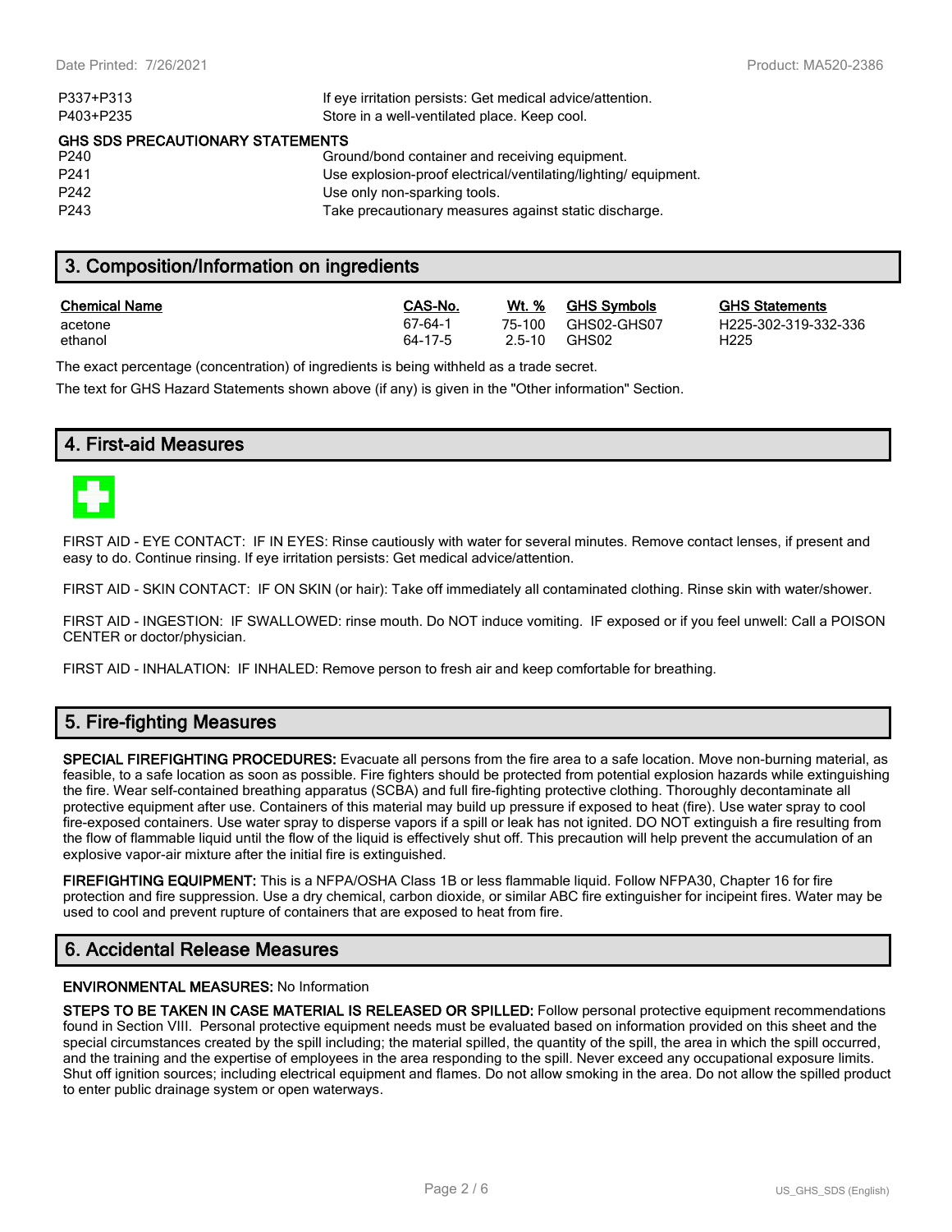| | |
|---|---|
| P337+P313 | If eye irritation persists: Get medical advice/attention. |
| P403+P235 | Store in a well-ventilated place. Keep cool. |

**GHS SDS PRECAUTIONARY STATEMENTS**

| | |
|---|---|
| P240 | Ground/bond container and receiving equipment. |
| P241 | Use explosion-proof electrical/ventilating/lighting/ equipment. |
| P242 | Use only non-sparking tools. |
| P243 | Take precautionary measures against static discharge. |

## 3. Composition/Information on ingredients

| Chemical Name | CAS-No. | Wt. % | GHS Symbols | GHS Statements |
|---|---|---|---|---|
| acetone | 67-64-1 | 75-100 | GHS02-GHS07 | H225-302-319-332-336 |
| ethanol | 64-17-5 | 2.5-10 | GHS02 | H225 |

The exact percentage (concentration) of ingredients is being withheld as a trade secret.

The text for GHS Hazard Statements shown above (if any) is given in the "Other information" Section.

## 4. First-aid Measures

FIRST AID - EYE CONTACT: IF IN EYES: Rinse cautiously with water for several minutes. Remove contact lenses, if present and easy to do. Continue rinsing. If eye irritation persists: Get medical advice/attention.

FIRST AID - SKIN CONTACT: IF ON SKIN (or hair): Take off immediately all contaminated clothing. Rinse skin with water/shower.

FIRST AID - INGESTION: IF SWALLOWED: rinse mouth. Do NOT induce vomiting. IF exposed or if you feel unwell: Call a POISON CENTER or doctor/physician.

FIRST AID - INHALATION: IF INHALED: Remove person to fresh air and keep comfortable for breathing.

## 5. Fire-fighting Measures

**SPECIAL FIREFIGHTING PROCEDURES:** Evacuate all persons from the fire area to a safe location. Move non-burning material, as feasible, to a safe location as soon as possible. Fire fighters should be protected from potential explosion hazards while extinguishing the fire. Wear self-contained breathing apparatus (SCBA) and full fire-fighting protective clothing. Thoroughly decontaminate all protective equipment after use. Containers of this material may build up pressure if exposed to heat (fire). Use water spray to cool fire-exposed containers. Use water spray to disperse vapors if a spill or leak has not ignited. DO NOT extinguish a fire resulting from the flow of flammable liquid until the flow of the liquid is effectively shut off. This precaution will help prevent the accumulation of an explosive vapor-air mixture after the initial fire is extinguished.

**FIREFIGHTING EQUIPMENT:** This is a NFPA/OSHA Class 1B or less flammable liquid. Follow NFPA30, Chapter 16 for fire protection and fire suppression. Use a dry chemical, carbon dioxide, or similar ABC fire extinguisher for incipeint fires. Water may be used to cool and prevent rupture of containers that are exposed to heat from fire.

## 6. Accidental Release Measures

**ENVIRONMENTAL MEASURES:** No Information

**STEPS TO BE TAKEN IN CASE MATERIAL IS RELEASED OR SPILLED:** Follow personal protective equipment recommendations found in Section VIII. Personal protective equipment needs must be evaluated based on information provided on this sheet and the special circumstances created by the spill including; the material spilled, the quantity of the spill, the area in which the spill occurred, and the training and the expertise of employees in the area responding to the spill. Never exceed any occupational exposure limits. Shut off ignition sources; including electrical equipment and flames. Do not allow smoking in the area. Do not allow the spilled product to enter public drainage system or open waterways.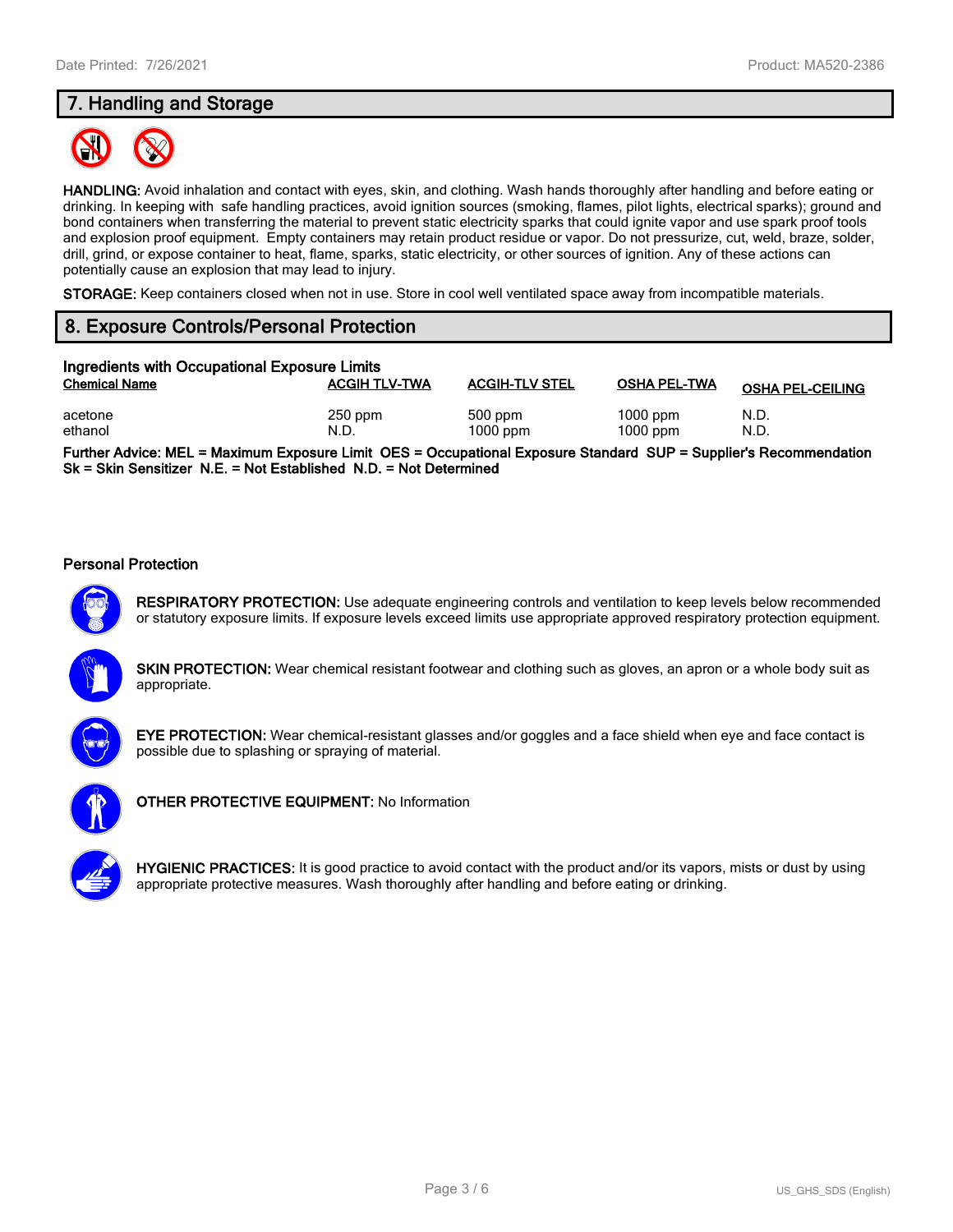## 7. Handling and Storage

**HANDLING:** Avoid inhalation and contact with eyes, skin, and clothing. Wash hands thoroughly after handling and before eating or drinking. In keeping with safe handling practices, avoid ignition sources (smoking, flames, pilot lights, electrical sparks); ground and bond containers when transferring the material to prevent static electricity sparks that could ignite vapor and use spark proof tools and explosion proof equipment. Empty containers may retain product residue or vapor. Do not pressurize, cut, weld, braze, solder, drill, grind, or expose container to heat, flame, sparks, static electricity, or other sources of ignition. Any of these actions can potentially cause an explosion that may lead to injury.

**STORAGE:** Keep containers closed when not in use. Store in cool well ventilated space away from incompatible materials.

## 8. Exposure Controls/Personal Protection

### Ingredients with Occupational Exposure Limits

| Chemical Name | ACGIH TLV-TWA | ACGIH-TLV STEL | OSHA PEL-TWA | OSHA PEL-CEILING |
|---|---|---|---|---|
| acetone | 250 ppm | 500 ppm | 1000 ppm | N.D. |
| ethanol | N.D. | 1000 ppm | 1000 ppm | N.D. |

**Further Advice: MEL = Maximum Exposure Limit OES = Occupational Exposure Standard SUP = Supplier's Recommendation Sk = Skin Sensitizer N.E. = Not Established N.D. = Not Determined**

### Personal Protection

**RESPIRATORY PROTECTION:** Use adequate engineering controls and ventilation to keep levels below recommended or statutory exposure limits. If exposure levels exceed limits use appropriate approved respiratory protection equipment.

**SKIN PROTECTION:** Wear chemical resistant footwear and clothing such as gloves, an apron or a whole body suit as appropriate.

**EYE PROTECTION:** Wear chemical-resistant glasses and/or goggles and a face shield when eye and face contact is possible due to splashing or spraying of material.

**OTHER PROTECTIVE EQUIPMENT:** No Information

**HYGIENIC PRACTICES:** It is good practice to avoid contact with the product and/or its vapors, mists or dust by using appropriate protective measures. Wash thoroughly after handling and before eating or drinking.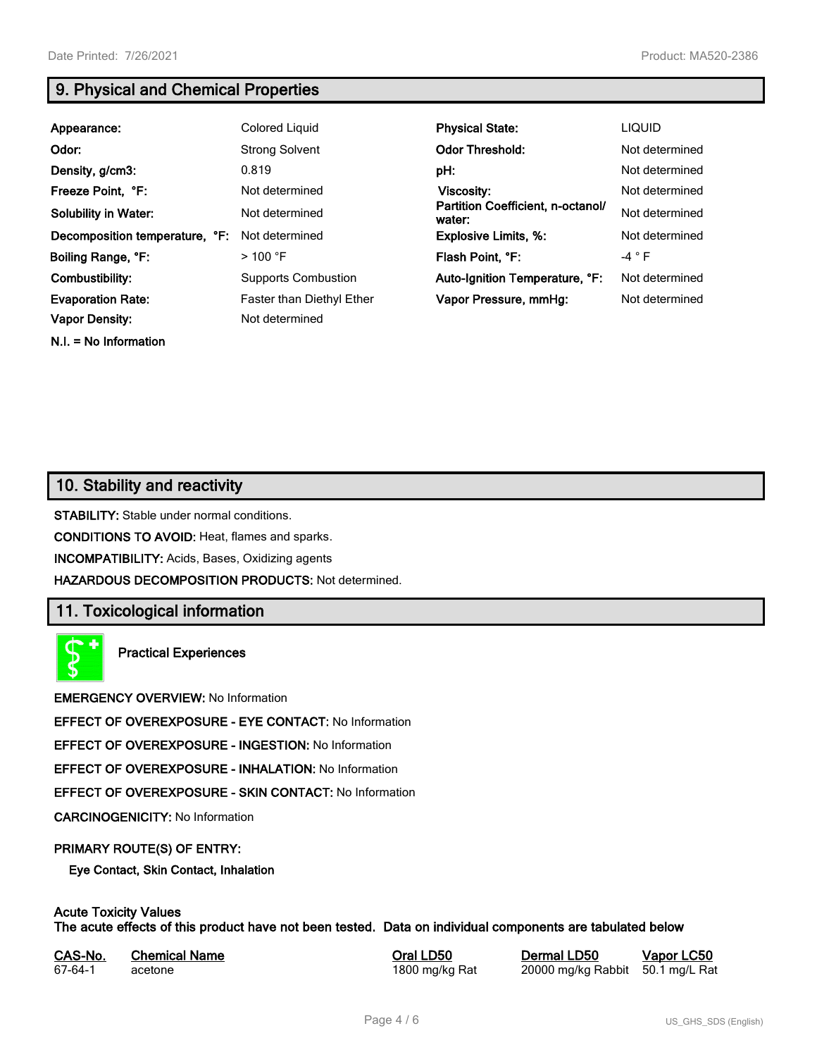## 9. Physical and Chemical Properties

| | | | |
|---|---|---|---|
| **Appearance:** | Colored Liquid | **Physical State:** | LIQUID |
| **Odor:** | Strong Solvent | **Odor Threshold:** | Not determined |
| **Density, g/cm3:** | 0.819 | **pH:** | Not determined |
| **Freeze Point, °F:** | Not determined | **Viscosity:** | Not determined |
| **Solubility in Water:** | Not determined | **Partition Coefficient, n-octanol/ water:** | Not determined |
| **Decomposition temperature, °F:** | Not determined | **Explosive Limits, %:** | Not determined |
| **Boiling Range, °F:** | > 100 °F | **Flash Point, °F:** | -4 ° F |
| **Combustibility:** | Supports Combustion | **Auto-Ignition Temperature, °F:** | Not determined |
| **Evaporation Rate:** | Faster than Diethyl Ether | **Vapor Pressure, mmHg:** | Not determined |
| **Vapor Density:** | Not determined | | |

**N.I. = No Information**

## 10. Stability and reactivity

**STABILITY:** Stable under normal conditions.

**CONDITIONS TO AVOID:** Heat, flames and sparks.

**INCOMPATIBILITY:** Acids, Bases, Oxidizing agents

**HAZARDOUS DECOMPOSITION PRODUCTS:** Not determined.

## 11. Toxicological information

**Practical Experiences**

**EMERGENCY OVERVIEW:** No Information

**EFFECT OF OVEREXPOSURE - EYE CONTACT:** No Information

**EFFECT OF OVEREXPOSURE - INGESTION:** No Information

**EFFECT OF OVEREXPOSURE - INHALATION:** No Information

**EFFECT OF OVEREXPOSURE - SKIN CONTACT:** No Information

**CARCINOGENICITY:** No Information

**PRIMARY ROUTE(S) OF ENTRY:**

**Eye Contact, Skin Contact, Inhalation**

**Acute Toxicity Values**
**The acute effects of this product have not been tested. Data on individual components are tabulated below**

| CAS-No. | Chemical Name | Oral LD50 | Dermal LD50 | Vapor LC50 |
|---|---|---|---|---|
| 67-64-1 | acetone | 1800 mg/kg Rat | 20000 mg/kg Rabbit | 50.1 mg/L Rat |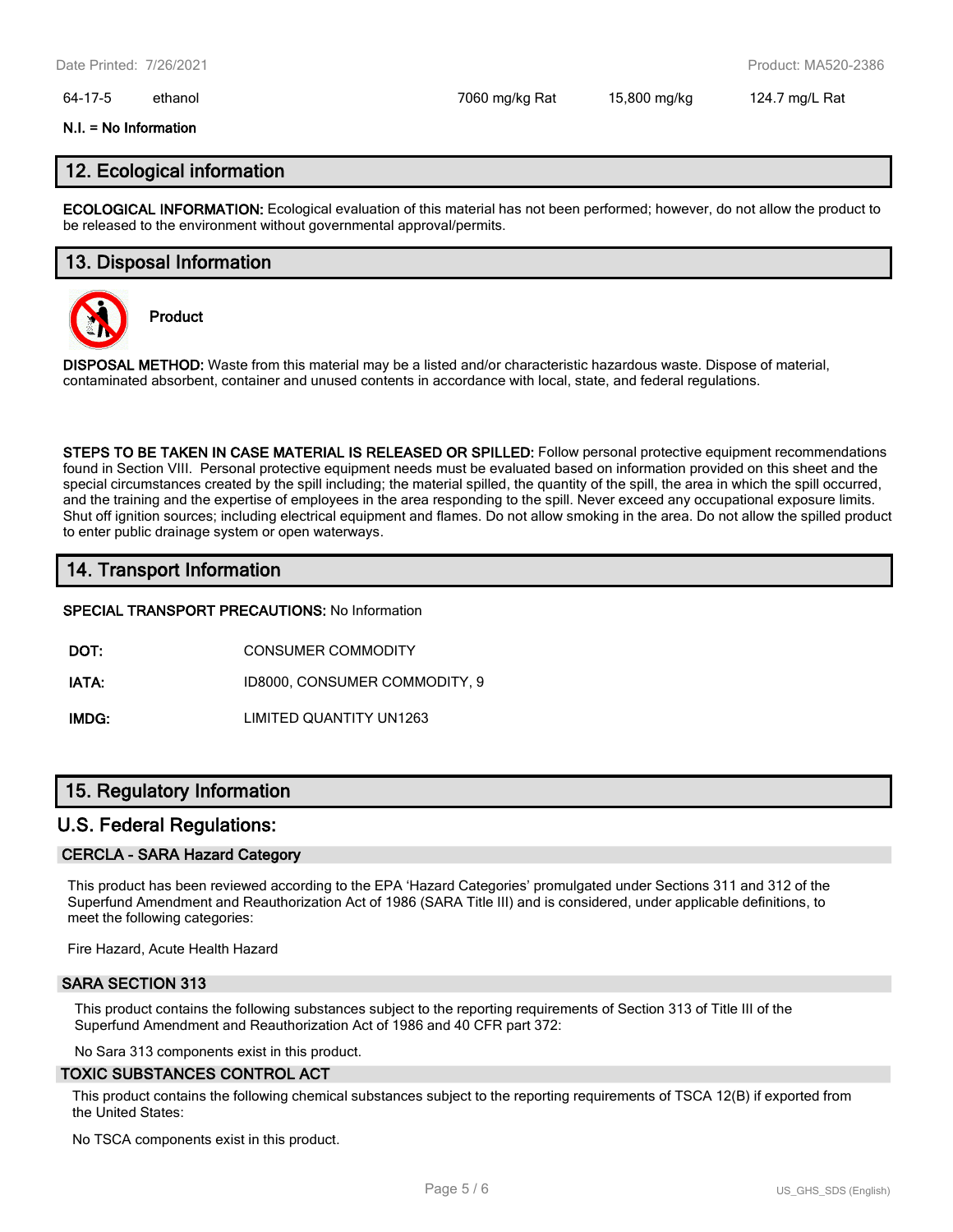| 64-17-5 | ethanol | 7060 mg/kg Rat | 15,800 mg/kg | 124.7 mg/L Rat |
|---|---|---|---|---|

**N.I. = No Information**

## 12. Ecological information

**ECOLOGICAL INFORMATION:** Ecological evaluation of this material has not been performed; however, do not allow the product to be released to the environment without governmental approval/permits.

## 13. Disposal Information

**Product**

**DISPOSAL METHOD:** Waste from this material may be a listed and/or characteristic hazardous waste. Dispose of material, contaminated absorbent, container and unused contents in accordance with local, state, and federal regulations.

**STEPS TO BE TAKEN IN CASE MATERIAL IS RELEASED OR SPILLED:** Follow personal protective equipment recommendations found in Section VIII. Personal protective equipment needs must be evaluated based on information provided on this sheet and the special circumstances created by the spill including; the material spilled, the quantity of the spill, the area in which the spill occurred, and the training and the expertise of employees in the area responding to the spill. Never exceed any occupational exposure limits. Shut off ignition sources; including electrical equipment and flames. Do not allow smoking in the area. Do not allow the spilled product to enter public drainage system or open waterways.

## 14. Transport Information

**SPECIAL TRANSPORT PRECAUTIONS:** No Information

| | |
|---|---|
| **DOT:** | CONSUMER COMMODITY |
| **IATA:** | ID8000, CONSUMER COMMODITY, 9 |
| **IMDG:** | LIMITED QUANTITY UN1263 |

## 15. Regulatory Information

## U.S. Federal Regulations:

### CERCLA - SARA Hazard Category

This product has been reviewed according to the EPA 'Hazard Categories' promulgated under Sections 311 and 312 of the Superfund Amendment and Reauthorization Act of 1986 (SARA Title III) and is considered, under applicable definitions, to meet the following categories:

Fire Hazard, Acute Health Hazard

### SARA SECTION 313

This product contains the following substances subject to the reporting requirements of Section 313 of Title III of the Superfund Amendment and Reauthorization Act of 1986 and 40 CFR part 372:

No Sara 313 components exist in this product.

### TOXIC SUBSTANCES CONTROL ACT

This product contains the following chemical substances subject to the reporting requirements of TSCA 12(B) if exported from the United States:

No TSCA components exist in this product.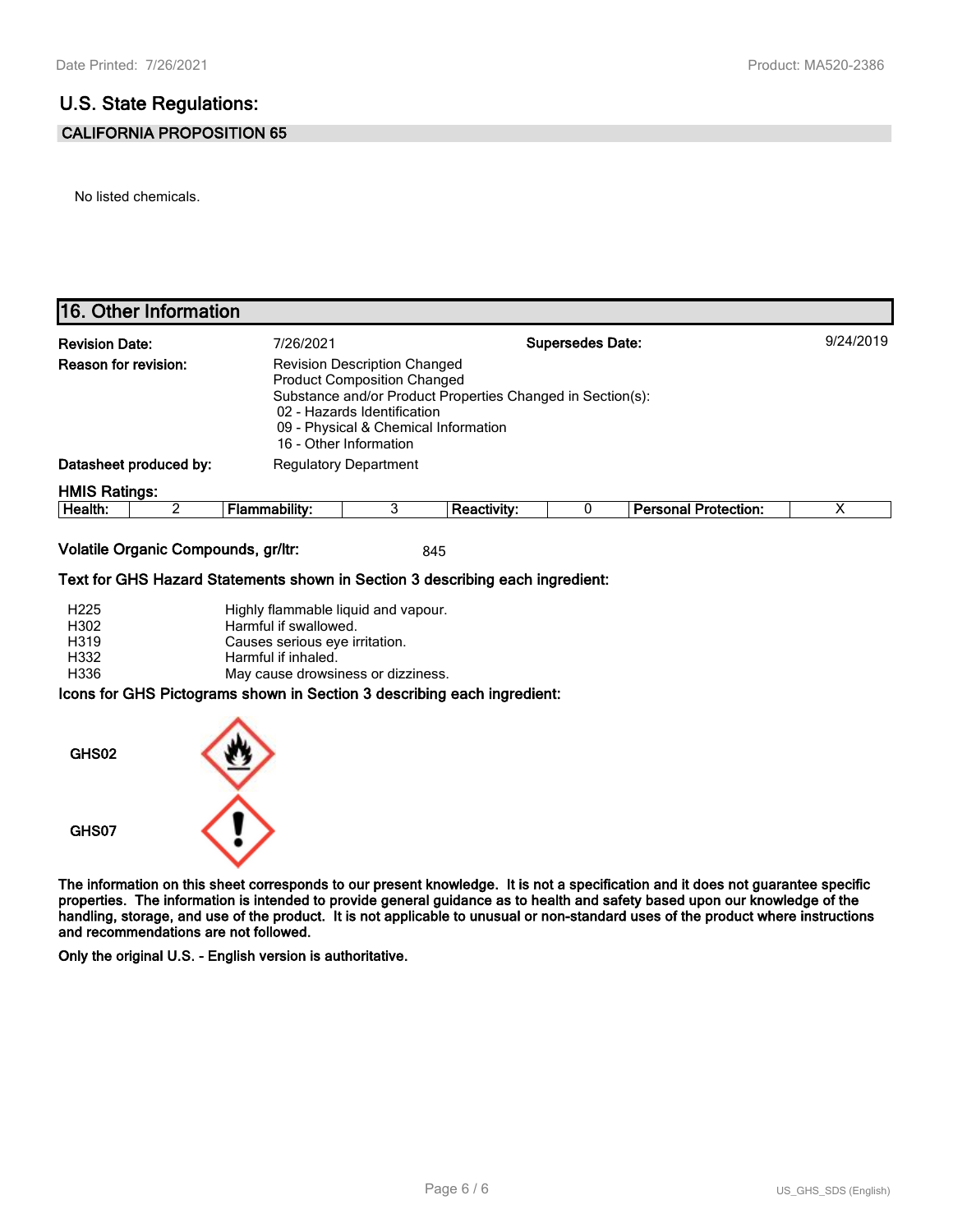## U.S. State Regulations:

### CALIFORNIA PROPOSITION 65

No listed chemicals.

## 16. Other Information

**Revision Date:** 7/26/2021 **Supersedes Date:** 9/24/2019

**Reason for revision:** Revision Description Changed
Product Composition Changed
Substance and/or Product Properties Changed in Section(s):
02 - Hazards Identification
09 - Physical & Chemical Information
16 - Other Information

**Datasheet produced by:** Regulatory Department

**HMIS Ratings:**

| | | | | | | | |
|---|---|---|---|---|---|---|---|
| **Health:** | 2 | **Flammability:** | 3 | **Reactivity:** | 0 | **Personal Protection:** | X |

**Volatile Organic Compounds, gr/ltr:** 845

**Text for GHS Hazard Statements shown in Section 3 describing each ingredient:**

| | |
|---|---|
| H225 | Highly flammable liquid and vapour. |
| H302 | Harmful if swallowed. |
| H319 | Causes serious eye irritation. |
| H332 | Harmful if inhaled. |
| H336 | May cause drowsiness or dizziness. |

**Icons for GHS Pictograms shown in Section 3 describing each ingredient:**

**GHS02**

**GHS07**

**The information on this sheet corresponds to our present knowledge. It is not a specification and it does not guarantee specific properties. The information is intended to provide general guidance as to health and safety based upon our knowledge of the handling, storage, and use of the product. It is not applicable to unusual or non-standard uses of the product where instructions and recommendations are not followed.**

**Only the original U.S. - English version is authoritative.**